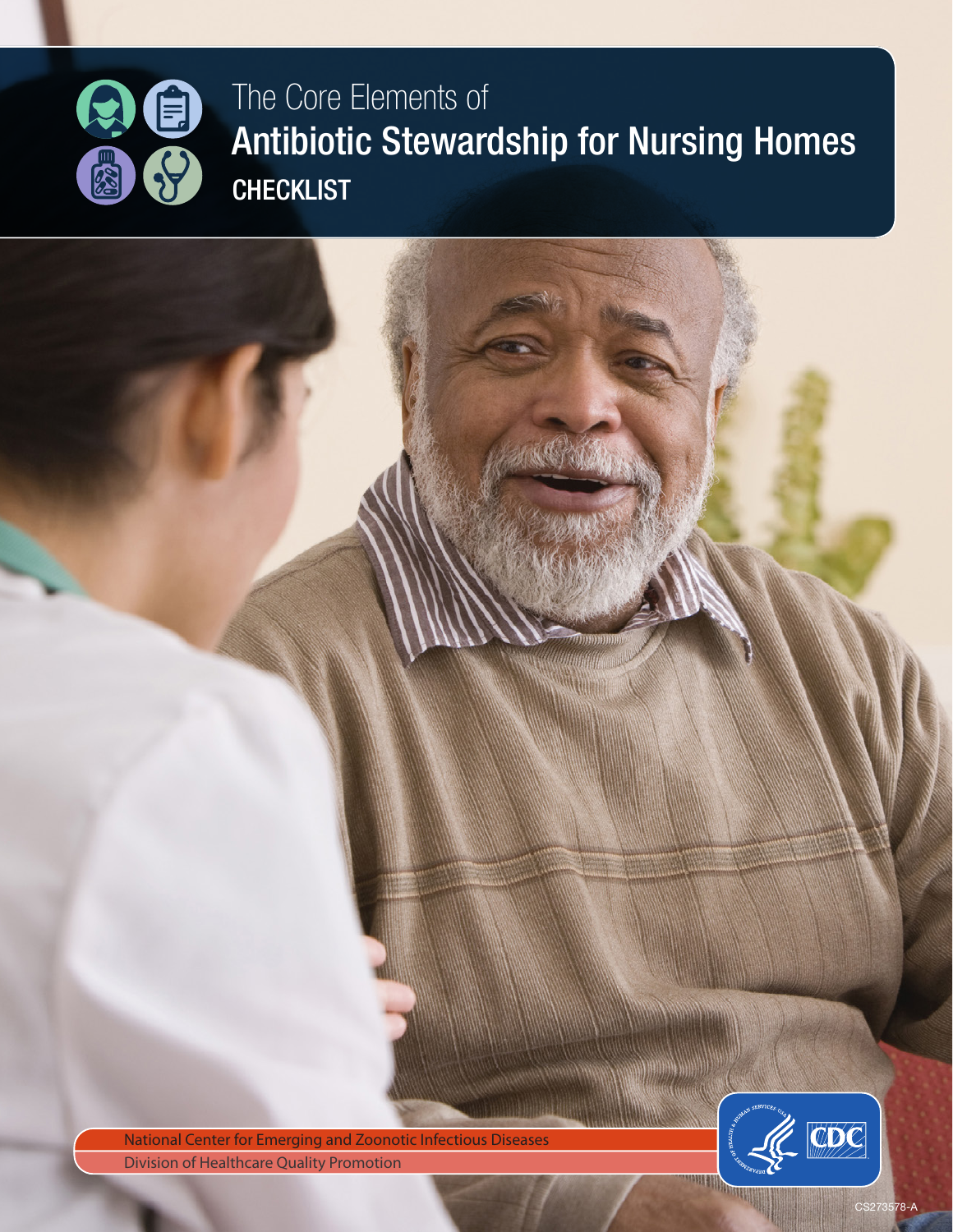# The Core Elements of Antibiotic Stewardship for Nursing Homes

## CHECKLIST

National Center for Emerging and Zoonotic Infectious Diseases

Division of Healthcare Quality Promotion

CS273578-A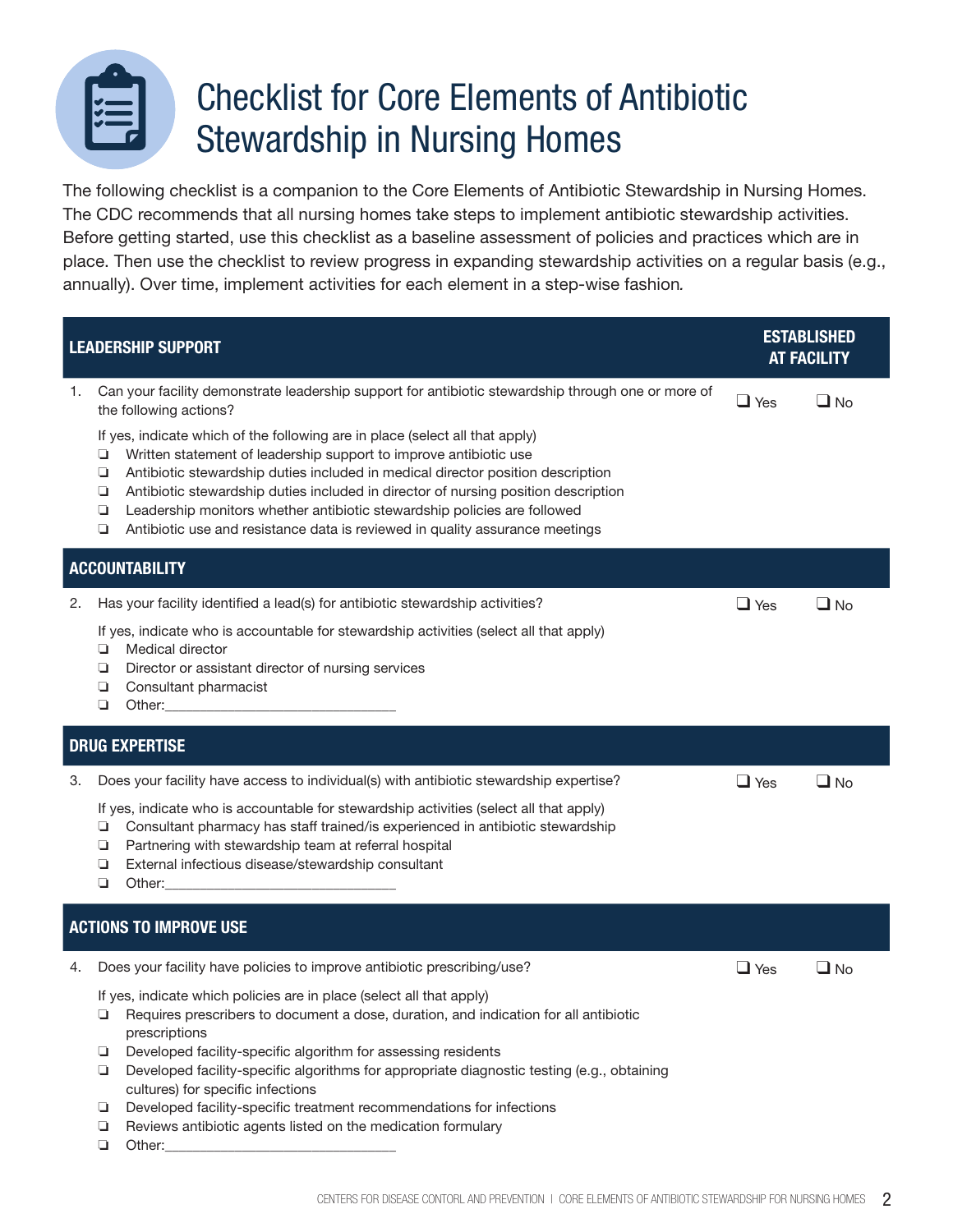# Checklist for Core Elements of Antibiotic Stewardship in Nursing Homes

The following checklist is a companion to the Core Elements of Antibiotic Stewardship in Nursing Homes. The CDC recommends that all nursing homes take steps to implement antibiotic stewardship activities. Before getting started, use this checklist as a baseline assessment of policies and practices which are in place. Then use the checklist to review progress in expanding stewardship activities on a regular basis (e.g., annually). Over time, implement activities for each element in a step-wise fashion.

| LEADERSHIP SUPPORT | ESTABLISHED AT FACILITY | |
|---|---|---|
| 1. Can your facility demonstrate leadership support for antibiotic stewardship through one or more of the following actions? | ❑ Yes | ❑ No |

If yes, indicate which of the following are in place (select all that apply)

- ❑ Written statement of leadership support to improve antibiotic use
- ❑ Antibiotic stewardship duties included in medical director position description
- ❑ Antibiotic stewardship duties included in director of nursing position description
- ❑ Leadership monitors whether antibiotic stewardship policies are followed
- ❑ Antibiotic use and resistance data is reviewed in quality assurance meetings

| ACCOUNTABILITY | | |
|---|---|---|
| 2. Has your facility identified a lead(s) for antibiotic stewardship activities? | ❑ Yes | ❑ No |

If yes, indicate who is accountable for stewardship activities (select all that apply)

- ❑ Medical director
- ❑ Director or assistant director of nursing services
- ❑ Consultant pharmacist
- ❑ Other:_______________________________

| DRUG EXPERTISE | | |
|---|---|---|
| 3. Does your facility have access to individual(s) with antibiotic stewardship expertise? | ❑ Yes | ❑ No |

If yes, indicate who is accountable for stewardship activities (select all that apply)

- ❑ Consultant pharmacy has staff trained/is experienced in antibiotic stewardship
- ❑ Partnering with stewardship team at referral hospital
- ❑ External infectious disease/stewardship consultant
- ❑ Other:_______________________________

| ACTIONS TO IMPROVE USE | | |
|---|---|---|
| 4. Does your facility have policies to improve antibiotic prescribing/use? | ❑ Yes | ❑ No |

If yes, indicate which policies are in place (select all that apply)

- ❑ Requires prescribers to document a dose, duration, and indication for all antibiotic prescriptions
- ❑ Developed facility-specific algorithm for assessing residents
- ❑ Developed facility-specific algorithms for appropriate diagnostic testing (e.g., obtaining cultures) for specific infections
- ❑ Developed facility-specific treatment recommendations for infections
- ❑ Reviews antibiotic agents listed on the medication formulary
- ❑ Other:_______________________________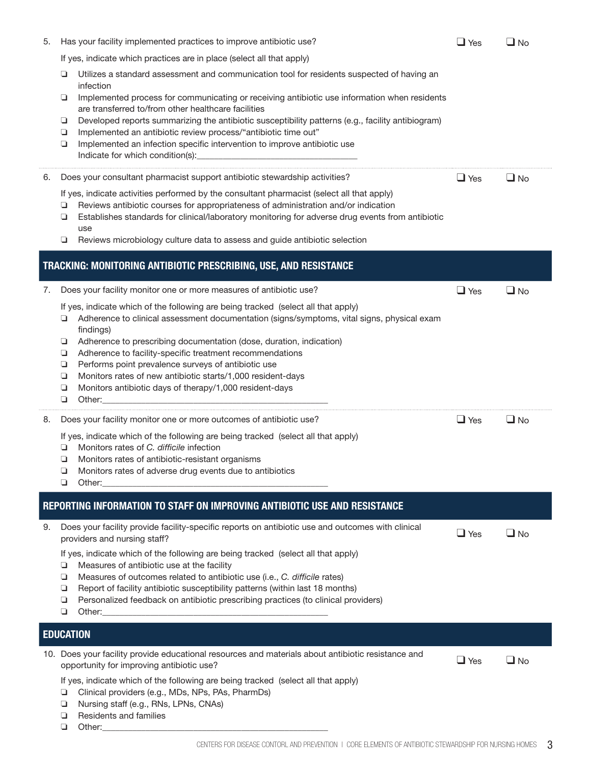5. Has your facility implemented practices to improve antibiotic use? ❑ Yes ❑ No

   If yes, indicate which practices are in place (select all that apply)

   - ❑ Utilizes a standard assessment and communication tool for residents suspected of having an infection
   - ❑ Implemented process for communicating or receiving antibiotic use information when residents are transferred to/from other healthcare facilities
   - ❑ Developed reports summarizing the antibiotic susceptibility patterns (e.g., facility antibiogram)
   - ❑ Implemented an antibiotic review process/"antibiotic time out"
   - ❑ Implemented an infection specific intervention to improve antibiotic use
     Indicate for which condition(s):___________________________________

6. Does your consultant pharmacist support antibiotic stewardship activities? ❑ Yes ❑ No

   If yes, indicate activities performed by the consultant pharmacist (select all that apply)

   - ❑ Reviews antibiotic courses for appropriateness of administration and/or indication
   - ❑ Establishes standards for clinical/laboratory monitoring for adverse drug events from antibiotic use
   - ❑ Reviews microbiology culture data to assess and guide antibiotic selection

## TRACKING: MONITORING ANTIBIOTIC PRESCRIBING, USE, AND RESISTANCE

7. Does your facility monitor one or more measures of antibiotic use? ❑ Yes ❑ No

   If yes, indicate which of the following are being tracked (select all that apply)

   - ❑ Adherence to clinical assessment documentation (signs/symptoms, vital signs, physical exam findings)
   - ❑ Adherence to prescribing documentation (dose, duration, indication)
   - ❑ Adherence to facility-specific treatment recommendations
   - ❑ Performs point prevalence surveys of antibiotic use
   - ❑ Monitors rates of new antibiotic starts/1,000 resident-days
   - ❑ Monitors antibiotic days of therapy/1,000 resident-days
   - ❑ Other:___________________________________________________

8. Does your facility monitor one or more outcomes of antibiotic use? ❑ Yes ❑ No

   If yes, indicate which of the following are being tracked (select all that apply)

   - ❑ Monitors rates of *C. difficile* infection
   - ❑ Monitors rates of antibiotic-resistant organisms
   - ❑ Monitors rates of adverse drug events due to antibiotics
   - ❑ Other:___________________________________________________

## REPORTING INFORMATION TO STAFF ON IMPROVING ANTIBIOTIC USE AND RESISTANCE

9. Does your facility provide facility-specific reports on antibiotic use and outcomes with clinical providers and nursing staff? ❑ Yes ❑ No

   If yes, indicate which of the following are being tracked (select all that apply)

   - ❑ Measures of antibiotic use at the facility
   - ❑ Measures of outcomes related to antibiotic use (i.e., *C. difficile* rates)
   - ❑ Report of facility antibiotic susceptibility patterns (within last 18 months)
   - ❑ Personalized feedback on antibiotic prescribing practices (to clinical providers)
   - ❑ Other:___________________________________________________

## EDUCATION

10. Does your facility provide educational resources and materials about antibiotic resistance and opportunity for improving antibiotic use? ❑ Yes ❑ No

    If yes, indicate which of the following are being tracked (select all that apply)

    - ❑ Clinical providers (e.g., MDs, NPs, PAs, PharmDs)
    - ❑ Nursing staff (e.g., RNs, LPNs, CNAs)
    - ❑ Residents and families
    - ❑ Other:___________________________________________________